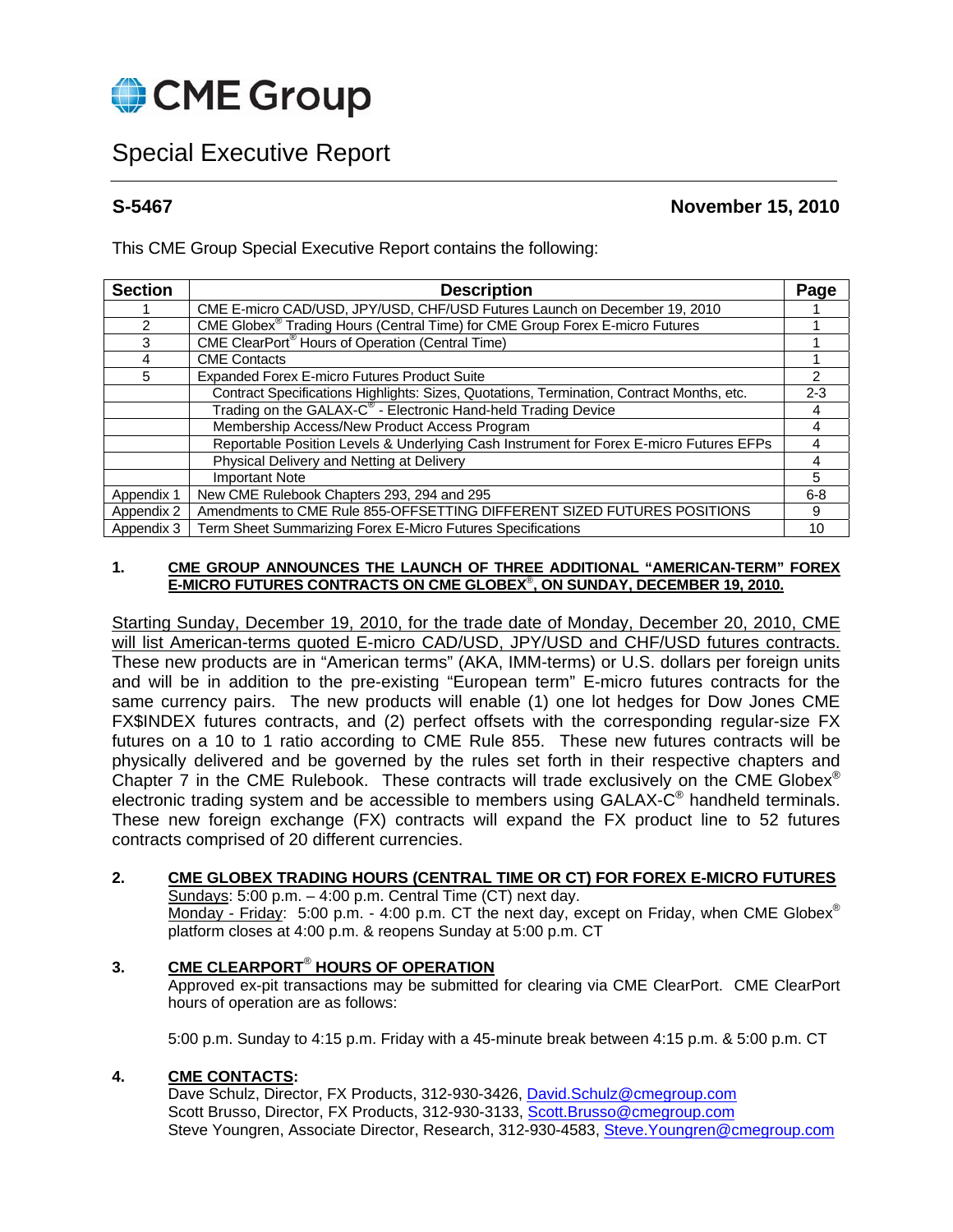# CME Group

## Special Executive Report

**S-5467** **November 15, 2010**

This CME Group Special Executive Report contains the following:

| Section | Description | Page |
|---|---|---|
| 1 | CME E-micro CAD/USD, JPY/USD, CHF/USD Futures Launch on December 19, 2010 | 1 |
| 2 | CME Globex® Trading Hours (Central Time) for CME Group Forex E-micro Futures | 1 |
| 3 | CME ClearPort® Hours of Operation (Central Time) | 1 |
| 4 | CME Contacts | 1 |
| 5 | Expanded Forex E-micro Futures Product Suite | 2 |
| | Contract Specifications Highlights: Sizes, Quotations, Termination, Contract Months, etc. | 2-3 |
| | Trading on the GALAX-C® - Electronic Hand-held Trading Device | 4 |
| | Membership Access/New Product Access Program | 4 |
| | Reportable Position Levels & Underlying Cash Instrument for Forex E-micro Futures EFPs | 4 |
| | Physical Delivery and Netting at Delivery | 4 |
| | Important Note | 5 |
| Appendix 1 | New CME Rulebook Chapters 293, 294 and 295 | 6-8 |
| Appendix 2 | Amendments to CME Rule 855-OFFSETTING DIFFERENT SIZED FUTURES POSITIONS | 9 |
| Appendix 3 | Term Sheet Summarizing Forex E-Micro Futures Specifications | 10 |

### 1. CME GROUP ANNOUNCES THE LAUNCH OF THREE ADDITIONAL "AMERICAN-TERM" FOREX E-MICRO FUTURES CONTRACTS ON CME GLOBEX®, ON SUNDAY, DECEMBER 19, 2010.

Starting Sunday, December 19, 2010, for the trade date of Monday, December 20, 2010, CME will list American-terms quoted E-micro CAD/USD, JPY/USD and CHF/USD futures contracts. These new products are in "American terms" (AKA, IMM-terms) or U.S. dollars per foreign units and will be in addition to the pre-existing "European term" E-micro futures contracts for the same currency pairs. The new products will enable (1) one lot hedges for Dow Jones CME FX$INDEX futures contracts, and (2) perfect offsets with the corresponding regular-size FX futures on a 10 to 1 ratio according to CME Rule 855. These new futures contracts will be physically delivered and be governed by the rules set forth in their respective chapters and Chapter 7 in the CME Rulebook. These contracts will trade exclusively on the CME Globex® electronic trading system and be accessible to members using GALAX-C® handheld terminals. These new foreign exchange (FX) contracts will expand the FX product line to 52 futures contracts comprised of 20 different currencies.

### 2. CME GLOBEX TRADING HOURS (CENTRAL TIME OR CT) FOR FOREX E-MICRO FUTURES

Sundays: 5:00 p.m. – 4:00 p.m. Central Time (CT) next day.
Monday - Friday: 5:00 p.m. - 4:00 p.m. CT the next day, except on Friday, when CME Globex® platform closes at 4:00 p.m. & reopens Sunday at 5:00 p.m. CT

### 3. CME CLEARPORT® HOURS OF OPERATION

Approved ex-pit transactions may be submitted for clearing via CME ClearPort. CME ClearPort hours of operation are as follows:

5:00 p.m. Sunday to 4:15 p.m. Friday with a 45-minute break between 4:15 p.m. & 5:00 p.m. CT

### 4. CME CONTACTS:

Dave Schulz, Director, FX Products, 312-930-3426, David.Schulz@cmegroup.com
Scott Brusso, Director, FX Products, 312-930-3133, Scott.Brusso@cmegroup.com
Steve Youngren, Associate Director, Research, 312-930-4583, Steve.Youngren@cmegroup.com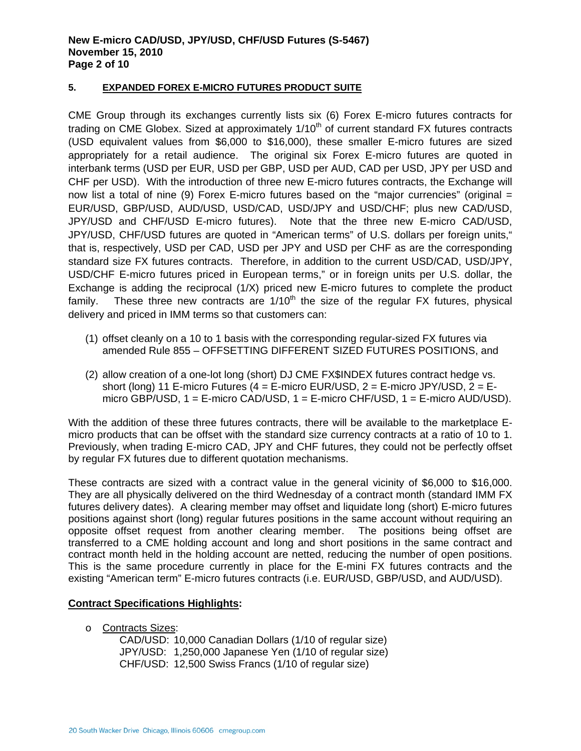## 5. EXPANDED FOREX E-MICRO FUTURES PRODUCT SUITE

CME Group through its exchanges currently lists six (6) Forex E-micro futures contracts for trading on CME Globex. Sized at approximately 1/10th of current standard FX futures contracts (USD equivalent values from $6,000 to $16,000), these smaller E-micro futures are sized appropriately for a retail audience. The original six Forex E-micro futures are quoted in interbank terms (USD per EUR, USD per GBP, USD per AUD, CAD per USD, JPY per USD and CHF per USD). With the introduction of three new E-micro futures contracts, the Exchange will now list a total of nine (9) Forex E-micro futures based on the "major currencies" (original = EUR/USD, GBP/USD, AUD/USD, USD/CAD, USD/JPY and USD/CHF; plus new CAD/USD, JPY/USD and CHF/USD E-micro futures). Note that the three new E-micro CAD/USD, JPY/USD, CHF/USD futures are quoted in "American terms" of U.S. dollars per foreign units," that is, respectively, USD per CAD, USD per JPY and USD per CHF as are the corresponding standard size FX futures contracts. Therefore, in addition to the current USD/CAD, USD/JPY, USD/CHF E-micro futures priced in European terms," or in foreign units per U.S. dollar, the Exchange is adding the reciprocal (1/X) priced new E-micro futures to complete the product family. These three new contracts are 1/10th the size of the regular FX futures, physical delivery and priced in IMM terms so that customers can:

(1) offset cleanly on a 10 to 1 basis with the corresponding regular-sized FX futures via amended Rule 855 – OFFSETTING DIFFERENT SIZED FUTURES POSITIONS, and

(2) allow creation of a one-lot long (short) DJ CME FX$INDEX futures contract hedge vs. short (long) 11 E-micro Futures (4 = E-micro EUR/USD, 2 = E-micro JPY/USD, 2 = E-micro GBP/USD, 1 = E-micro CAD/USD, 1 = E-micro CHF/USD, 1 = E-micro AUD/USD).

With the addition of these three futures contracts, there will be available to the marketplace E-micro products that can be offset with the standard size currency contracts at a ratio of 10 to 1. Previously, when trading E-micro CAD, JPY and CHF futures, they could not be perfectly offset by regular FX futures due to different quotation mechanisms.

These contracts are sized with a contract value in the general vicinity of $6,000 to $16,000. They are all physically delivered on the third Wednesday of a contract month (standard IMM FX futures delivery dates). A clearing member may offset and liquidate long (short) E-micro futures positions against short (long) regular futures positions in the same account without requiring an opposite offset request from another clearing member. The positions being offset are transferred to a CME holding account and long and short positions in the same contract and contract month held in the holding account are netted, reducing the number of open positions. This is the same procedure currently in place for the E-mini FX futures contracts and the existing "American term" E-micro futures contracts (i.e. EUR/USD, GBP/USD, and AUD/USD).

**Contract Specifications Highlights:**

- Contracts Sizes:
  - CAD/USD: 10,000 Canadian Dollars (1/10 of regular size)
  - JPY/USD: 1,250,000 Japanese Yen (1/10 of regular size)
  - CHF/USD: 12,500 Swiss Francs (1/10 of regular size)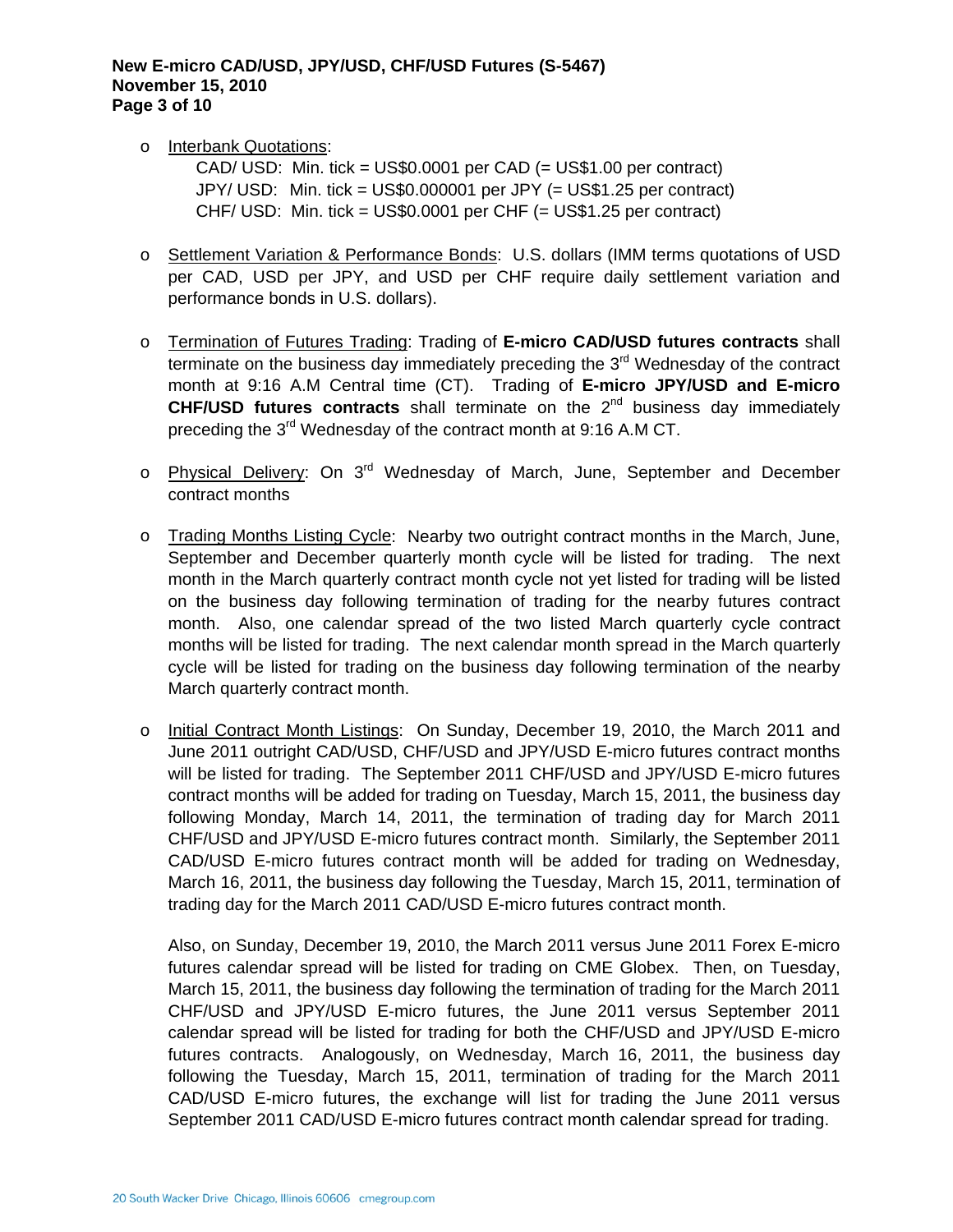- Interbank Quotations:

  CAD/ USD: Min. tick = US$0.0001 per CAD (= US$1.00 per contract)
  JPY/ USD: Min. tick = US$0.000001 per JPY (= US$1.25 per contract)
  CHF/ USD: Min. tick = US$0.0001 per CHF (= US$1.25 per contract)

- Settlement Variation & Performance Bonds: U.S. dollars (IMM terms quotations of USD per CAD, USD per JPY, and USD per CHF require daily settlement variation and performance bonds in U.S. dollars).

- Termination of Futures Trading: Trading of **E-micro CAD/USD futures contracts** shall terminate on the business day immediately preceding the 3rd Wednesday of the contract month at 9:16 A.M Central time (CT). Trading of **E-micro JPY/USD and E-micro CHF/USD futures contracts** shall terminate on the 2nd business day immediately preceding the 3rd Wednesday of the contract month at 9:16 A.M CT.

- Physical Delivery: On 3rd Wednesday of March, June, September and December contract months

- Trading Months Listing Cycle: Nearby two outright contract months in the March, June, September and December quarterly month cycle will be listed for trading. The next month in the March quarterly contract month cycle not yet listed for trading will be listed on the business day following termination of trading for the nearby futures contract month. Also, one calendar spread of the two listed March quarterly cycle contract months will be listed for trading. The next calendar month spread in the March quarterly cycle will be listed for trading on the business day following termination of the nearby March quarterly contract month.

- Initial Contract Month Listings: On Sunday, December 19, 2010, the March 2011 and June 2011 outright CAD/USD, CHF/USD and JPY/USD E-micro futures contract months will be listed for trading. The September 2011 CHF/USD and JPY/USD E-micro futures contract months will be added for trading on Tuesday, March 15, 2011, the business day following Monday, March 14, 2011, the termination of trading day for March 2011 CHF/USD and JPY/USD E-micro futures contract month. Similarly, the September 2011 CAD/USD E-micro futures contract month will be added for trading on Wednesday, March 16, 2011, the business day following the Tuesday, March 15, 2011, termination of trading day for the March 2011 CAD/USD E-micro futures contract month.

  Also, on Sunday, December 19, 2010, the March 2011 versus June 2011 Forex E-micro futures calendar spread will be listed for trading on CME Globex. Then, on Tuesday, March 15, 2011, the business day following the termination of trading for the March 2011 CHF/USD and JPY/USD E-micro futures, the June 2011 versus September 2011 calendar spread will be listed for trading for both the CHF/USD and JPY/USD E-micro futures contracts. Analogously, on Wednesday, March 16, 2011, the business day following the Tuesday, March 15, 2011, termination of trading for the March 2011 CAD/USD E-micro futures, the exchange will list for trading the June 2011 versus September 2011 CAD/USD E-micro futures contract month calendar spread for trading.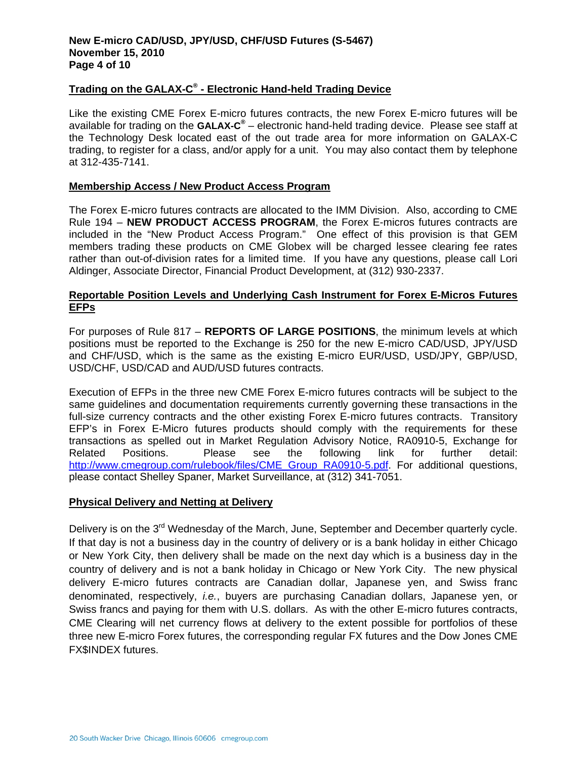## Trading on the GALAX-C® - Electronic Hand-held Trading Device

Like the existing CME Forex E-micro futures contracts, the new Forex E-micro futures will be available for trading on the **GALAX-C®** – electronic hand-held trading device. Please see staff at the Technology Desk located east of the out trade area for more information on GALAX-C trading, to register for a class, and/or apply for a unit. You may also contact them by telephone at 312-435-7141.

## Membership Access / New Product Access Program

The Forex E-micro futures contracts are allocated to the IMM Division. Also, according to CME Rule 194 – **NEW PRODUCT ACCESS PROGRAM**, the Forex E-micros futures contracts are included in the "New Product Access Program." One effect of this provision is that GEM members trading these products on CME Globex will be charged lessee clearing fee rates rather than out-of-division rates for a limited time. If you have any questions, please call Lori Aldinger, Associate Director, Financial Product Development, at (312) 930-2337.

## Reportable Position Levels and Underlying Cash Instrument for Forex E-Micros Futures EFPs

For purposes of Rule 817 – **REPORTS OF LARGE POSITIONS**, the minimum levels at which positions must be reported to the Exchange is 250 for the new E-micro CAD/USD, JPY/USD and CHF/USD, which is the same as the existing E-micro EUR/USD, USD/JPY, GBP/USD, USD/CHF, USD/CAD and AUD/USD futures contracts.

Execution of EFPs in the three new CME Forex E-micro futures contracts will be subject to the same guidelines and documentation requirements currently governing these transactions in the full-size currency contracts and the other existing Forex E-micro futures contracts. Transitory EFP's in Forex E-Micro futures products should comply with the requirements for these transactions as spelled out in Market Regulation Advisory Notice, RA0910-5, Exchange for Related Positions. Please see the following link for further detail: [http://www.cmegroup.com/rulebook/files/CME_Group_RA0910-5.pdf](http://www.cmegroup.com/rulebook/files/CME_Group_RA0910-5.pdf). For additional questions, please contact Shelley Spaner, Market Surveillance, at (312) 341-7051.

## Physical Delivery and Netting at Delivery

Delivery is on the 3rd Wednesday of the March, June, September and December quarterly cycle. If that day is not a business day in the country of delivery or is a bank holiday in either Chicago or New York City, then delivery shall be made on the next day which is a business day in the country of delivery and is not a bank holiday in Chicago or New York City. The new physical delivery E-micro futures contracts are Canadian dollar, Japanese yen, and Swiss franc denominated, respectively, *i.e.*, buyers are purchasing Canadian dollars, Japanese yen, or Swiss francs and paying for them with U.S. dollars. As with the other E-micro futures contracts, CME Clearing will net currency flows at delivery to the extent possible for portfolios of these three new E-micro Forex futures, the corresponding regular FX futures and the Dow Jones CME FX$INDEX futures.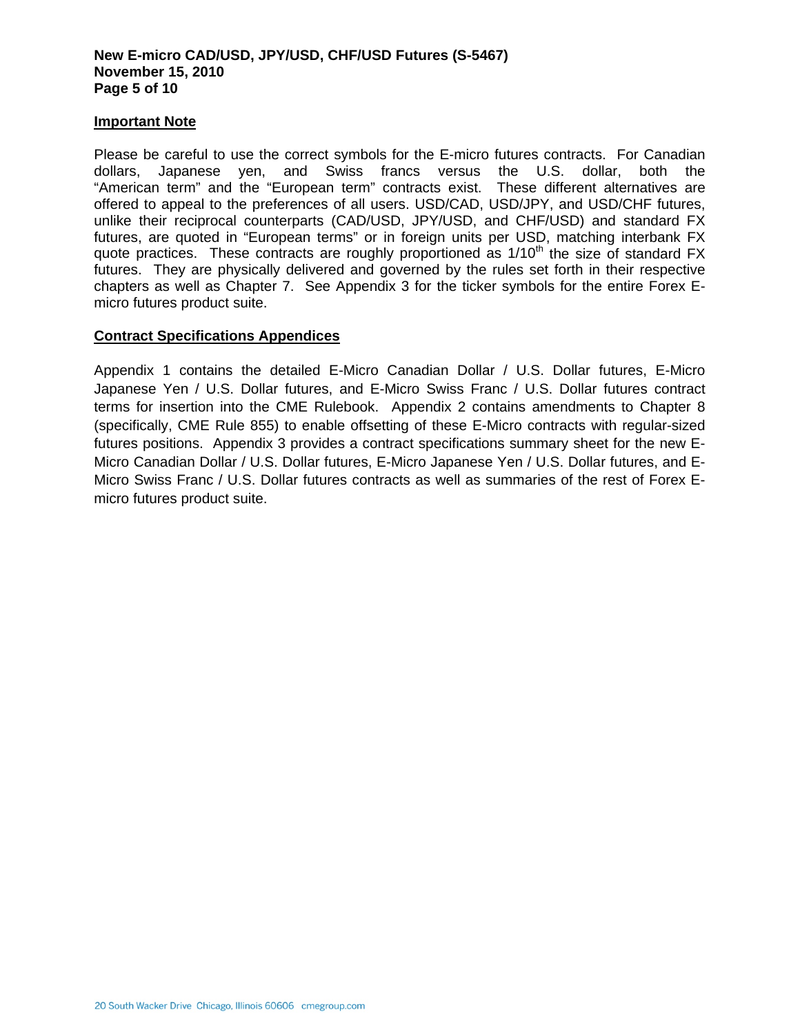## Important Note

Please be careful to use the correct symbols for the E-micro futures contracts. For Canadian dollars, Japanese yen, and Swiss francs versus the U.S. dollar, both the "American term" and the "European term" contracts exist. These different alternatives are offered to appeal to the preferences of all users. USD/CAD, USD/JPY, and USD/CHF futures, unlike their reciprocal counterparts (CAD/USD, JPY/USD, and CHF/USD) and standard FX futures, are quoted in "European terms" or in foreign units per USD, matching interbank FX quote practices. These contracts are roughly proportioned as 1/10$^{th}$ the size of standard FX futures. They are physically delivered and governed by the rules set forth in their respective chapters as well as Chapter 7. See Appendix 3 for the ticker symbols for the entire Forex E-micro futures product suite.

## Contract Specifications Appendices

Appendix 1 contains the detailed E-Micro Canadian Dollar / U.S. Dollar futures, E-Micro Japanese Yen / U.S. Dollar futures, and E-Micro Swiss Franc / U.S. Dollar futures contract terms for insertion into the CME Rulebook. Appendix 2 contains amendments to Chapter 8 (specifically, CME Rule 855) to enable offsetting of these E-Micro contracts with regular-sized futures positions. Appendix 3 provides a contract specifications summary sheet for the new E-Micro Canadian Dollar / U.S. Dollar futures, E-Micro Japanese Yen / U.S. Dollar futures, and E-Micro Swiss Franc / U.S. Dollar futures contracts as well as summaries of the rest of Forex E-micro futures product suite.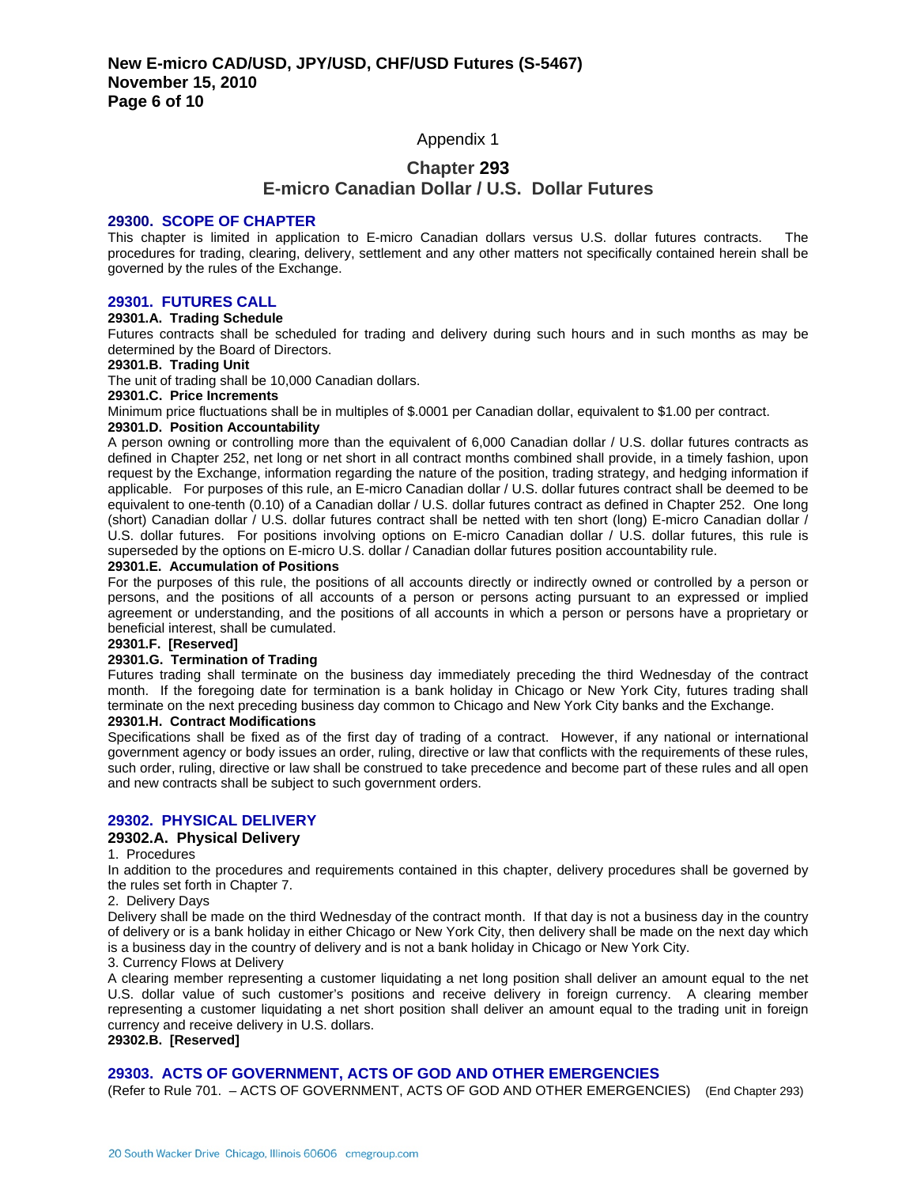Appendix 1

# Chapter 293
# E-micro Canadian Dollar / U.S. Dollar Futures

## 29300. SCOPE OF CHAPTER

This chapter is limited in application to E-micro Canadian dollars versus U.S. dollar futures contracts. The procedures for trading, clearing, delivery, settlement and any other matters not specifically contained herein shall be governed by the rules of the Exchange.

## 29301. FUTURES CALL

**29301.A. Trading Schedule**

Futures contracts shall be scheduled for trading and delivery during such hours and in such months as may be determined by the Board of Directors.

**29301.B. Trading Unit**

The unit of trading shall be 10,000 Canadian dollars.

**29301.C. Price Increments**

Minimum price fluctuations shall be in multiples of $.0001 per Canadian dollar, equivalent to $1.00 per contract.

**29301.D. Position Accountability**

A person owning or controlling more than the equivalent of 6,000 Canadian dollar / U.S. dollar futures contracts as defined in Chapter 252, net long or net short in all contract months combined shall provide, in a timely fashion, upon request by the Exchange, information regarding the nature of the position, trading strategy, and hedging information if applicable. For purposes of this rule, an E-micro Canadian dollar / U.S. dollar futures contract shall be deemed to be equivalent to one-tenth (0.10) of a Canadian dollar / U.S. dollar futures contract as defined in Chapter 252. One long (short) Canadian dollar / U.S. dollar futures contract shall be netted with ten short (long) E-micro Canadian dollar / U.S. dollar futures. For positions involving options on E-micro Canadian dollar / U.S. dollar futures, this rule is superseded by the options on E-micro U.S. dollar / Canadian dollar futures position accountability rule.

**29301.E. Accumulation of Positions**

For the purposes of this rule, the positions of all accounts directly or indirectly owned or controlled by a person or persons, and the positions of all accounts of a person or persons acting pursuant to an expressed or implied agreement or understanding, and the positions of all accounts in which a person or persons have a proprietary or beneficial interest, shall be cumulated.

**29301.F. [Reserved]**

**29301.G. Termination of Trading**

Futures trading shall terminate on the business day immediately preceding the third Wednesday of the contract month. If the foregoing date for termination is a bank holiday in Chicago or New York City, futures trading shall terminate on the next preceding business day common to Chicago and New York City banks and the Exchange.

**29301.H. Contract Modifications**

Specifications shall be fixed as of the first day of trading of a contract. However, if any national or international government agency or body issues an order, ruling, directive or law that conflicts with the requirements of these rules, such order, ruling, directive or law shall be construed to take precedence and become part of these rules and all open and new contracts shall be subject to such government orders.

## 29302. PHYSICAL DELIVERY

### 29302.A. Physical Delivery

1. Procedures

In addition to the procedures and requirements contained in this chapter, delivery procedures shall be governed by the rules set forth in Chapter 7.

2. Delivery Days

Delivery shall be made on the third Wednesday of the contract month. If that day is not a business day in the country of delivery or is a bank holiday in either Chicago or New York City, then delivery shall be made on the next day which is a business day in the country of delivery and is not a bank holiday in Chicago or New York City.

3. Currency Flows at Delivery

A clearing member representing a customer liquidating a net long position shall deliver an amount equal to the net U.S. dollar value of such customer's positions and receive delivery in foreign currency. A clearing member representing a customer liquidating a net short position shall deliver an amount equal to the trading unit in foreign currency and receive delivery in U.S. dollars.

**29302.B. [Reserved]**

## 29303. ACTS OF GOVERNMENT, ACTS OF GOD AND OTHER EMERGENCIES

(Refer to Rule 701. – ACTS OF GOVERNMENT, ACTS OF GOD AND OTHER EMERGENCIES) (End Chapter 293)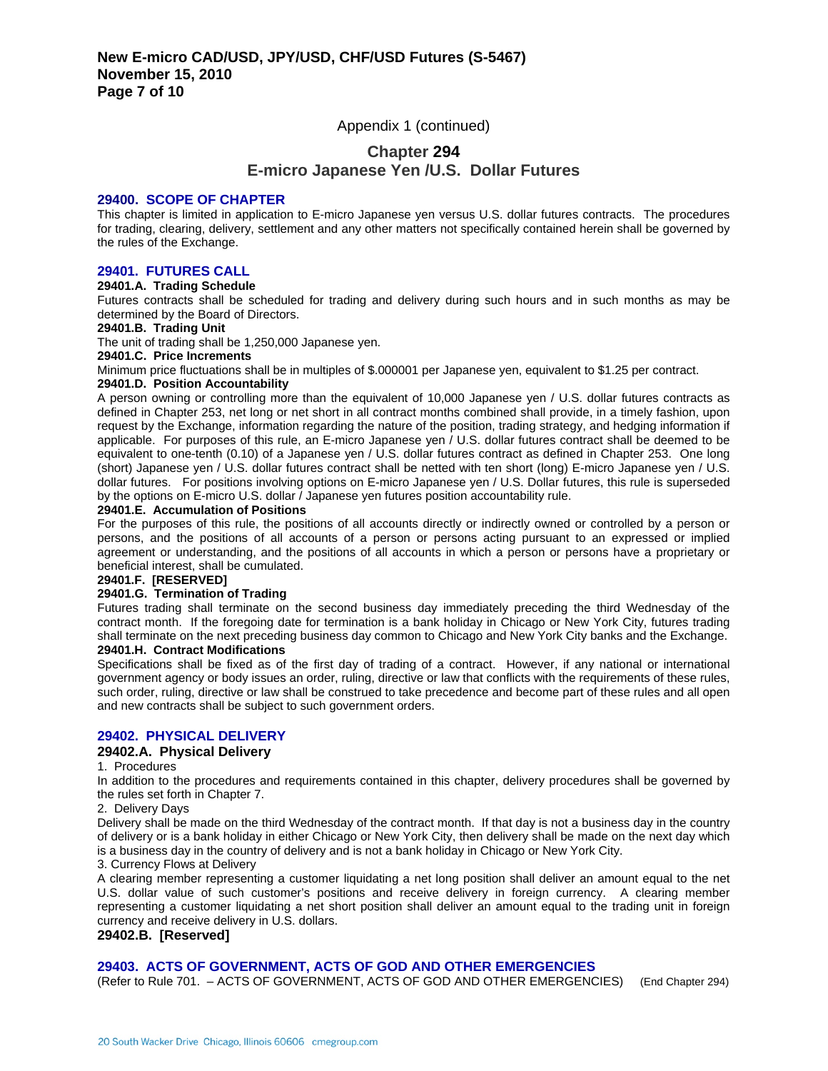Appendix 1 (continued)

# Chapter 294
# E-micro Japanese Yen /U.S. Dollar Futures

## 29400. SCOPE OF CHAPTER

This chapter is limited in application to E-micro Japanese yen versus U.S. dollar futures contracts. The procedures for trading, clearing, delivery, settlement and any other matters not specifically contained herein shall be governed by the rules of the Exchange.

## 29401. FUTURES CALL

**29401.A. Trading Schedule**

Futures contracts shall be scheduled for trading and delivery during such hours and in such months as may be determined by the Board of Directors.

**29401.B. Trading Unit**

The unit of trading shall be 1,250,000 Japanese yen.

**29401.C. Price Increments**

Minimum price fluctuations shall be in multiples of $.000001 per Japanese yen, equivalent to $1.25 per contract.

**29401.D. Position Accountability**

A person owning or controlling more than the equivalent of 10,000 Japanese yen / U.S. dollar futures contracts as defined in Chapter 253, net long or net short in all contract months combined shall provide, in a timely fashion, upon request by the Exchange, information regarding the nature of the position, trading strategy, and hedging information if applicable. For purposes of this rule, an E-micro Japanese yen / U.S. dollar futures contract shall be deemed to be equivalent to one-tenth (0.10) of a Japanese yen / U.S. dollar futures contract as defined in Chapter 253. One long (short) Japanese yen / U.S. dollar futures contract shall be netted with ten short (long) E-micro Japanese yen / U.S. dollar futures. For positions involving options on E-micro Japanese yen / U.S. Dollar futures, this rule is superseded by the options on E-micro U.S. dollar / Japanese yen futures position accountability rule.

**29401.E. Accumulation of Positions**

For the purposes of this rule, the positions of all accounts directly or indirectly owned or controlled by a person or persons, and the positions of all accounts of a person or persons acting pursuant to an expressed or implied agreement or understanding, and the positions of all accounts in which a person or persons have a proprietary or beneficial interest, shall be cumulated.

**29401.F. [RESERVED]**

**29401.G. Termination of Trading**

Futures trading shall terminate on the second business day immediately preceding the third Wednesday of the contract month. If the foregoing date for termination is a bank holiday in Chicago or New York City, futures trading shall terminate on the next preceding business day common to Chicago and New York City banks and the Exchange.

**29401.H. Contract Modifications**

Specifications shall be fixed as of the first day of trading of a contract. However, if any national or international government agency or body issues an order, ruling, directive or law that conflicts with the requirements of these rules, such order, ruling, directive or law shall be construed to take precedence and become part of these rules and all open and new contracts shall be subject to such government orders.

## 29402. PHYSICAL DELIVERY

### 29402.A. Physical Delivery

1. Procedures

In addition to the procedures and requirements contained in this chapter, delivery procedures shall be governed by the rules set forth in Chapter 7.

2. Delivery Days

Delivery shall be made on the third Wednesday of the contract month. If that day is not a business day in the country of delivery or is a bank holiday in either Chicago or New York City, then delivery shall be made on the next day which is a business day in the country of delivery and is not a bank holiday in Chicago or New York City.

3. Currency Flows at Delivery

A clearing member representing a customer liquidating a net long position shall deliver an amount equal to the net U.S. dollar value of such customer's positions and receive delivery in foreign currency. A clearing member representing a customer liquidating a net short position shall deliver an amount equal to the trading unit in foreign currency and receive delivery in U.S. dollars.

### 29402.B. [Reserved]

## 29403. ACTS OF GOVERNMENT, ACTS OF GOD AND OTHER EMERGENCIES

(Refer to Rule 701. – ACTS OF GOVERNMENT, ACTS OF GOD AND OTHER EMERGENCIES) (End Chapter 294)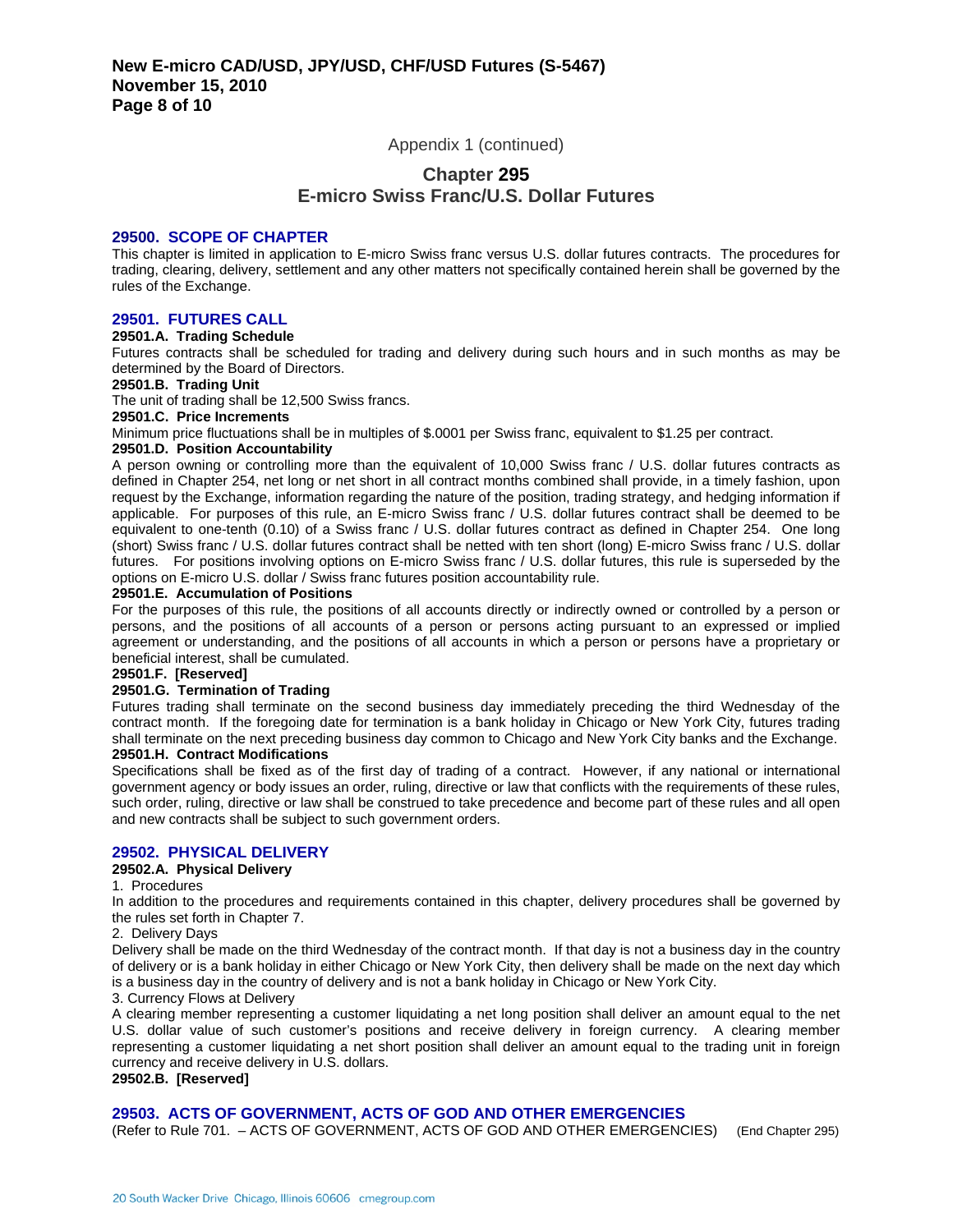Appendix 1 (continued)

## Chapter 295
## E-micro Swiss Franc/U.S. Dollar Futures

### 29500. SCOPE OF CHAPTER

This chapter is limited in application to E-micro Swiss franc versus U.S. dollar futures contracts. The procedures for trading, clearing, delivery, settlement and any other matters not specifically contained herein shall be governed by the rules of the Exchange.

### 29501. FUTURES CALL

**29501.A. Trading Schedule**

Futures contracts shall be scheduled for trading and delivery during such hours and in such months as may be determined by the Board of Directors.

**29501.B. Trading Unit**

The unit of trading shall be 12,500 Swiss francs.

**29501.C. Price Increments**

Minimum price fluctuations shall be in multiples of $.0001 per Swiss franc, equivalent to $1.25 per contract.

**29501.D. Position Accountability**

A person owning or controlling more than the equivalent of 10,000 Swiss franc / U.S. dollar futures contracts as defined in Chapter 254, net long or net short in all contract months combined shall provide, in a timely fashion, upon request by the Exchange, information regarding the nature of the position, trading strategy, and hedging information if applicable. For purposes of this rule, an E-micro Swiss franc / U.S. dollar futures contract shall be deemed to be equivalent to one-tenth (0.10) of a Swiss franc / U.S. dollar futures contract as defined in Chapter 254. One long (short) Swiss franc / U.S. dollar futures contract shall be netted with ten short (long) E-micro Swiss franc / U.S. dollar futures. For positions involving options on E-micro Swiss franc / U.S. dollar futures, this rule is superseded by the options on E-micro U.S. dollar / Swiss franc futures position accountability rule.

**29501.E. Accumulation of Positions**

For the purposes of this rule, the positions of all accounts directly or indirectly owned or controlled by a person or persons, and the positions of all accounts of a person or persons acting pursuant to an expressed or implied agreement or understanding, and the positions of all accounts in which a person or persons have a proprietary or beneficial interest, shall be cumulated.

**29501.F. [Reserved]**

**29501.G. Termination of Trading**

Futures trading shall terminate on the second business day immediately preceding the third Wednesday of the contract month. If the foregoing date for termination is a bank holiday in Chicago or New York City, futures trading shall terminate on the next preceding business day common to Chicago and New York City banks and the Exchange.

**29501.H. Contract Modifications**

Specifications shall be fixed as of the first day of trading of a contract. However, if any national or international government agency or body issues an order, ruling, directive or law that conflicts with the requirements of these rules, such order, ruling, directive or law shall be construed to take precedence and become part of these rules and all open and new contracts shall be subject to such government orders.

### 29502. PHYSICAL DELIVERY

**29502.A. Physical Delivery**

1. Procedures

In addition to the procedures and requirements contained in this chapter, delivery procedures shall be governed by the rules set forth in Chapter 7.

2. Delivery Days

Delivery shall be made on the third Wednesday of the contract month. If that day is not a business day in the country of delivery or is a bank holiday in either Chicago or New York City, then delivery shall be made on the next day which is a business day in the country of delivery and is not a bank holiday in Chicago or New York City.

3. Currency Flows at Delivery

A clearing member representing a customer liquidating a net long position shall deliver an amount equal to the net U.S. dollar value of such customer's positions and receive delivery in foreign currency. A clearing member representing a customer liquidating a net short position shall deliver an amount equal to the trading unit in foreign currency and receive delivery in U.S. dollars.

**29502.B. [Reserved]**

### 29503. ACTS OF GOVERNMENT, ACTS OF GOD AND OTHER EMERGENCIES

(Refer to Rule 701. – ACTS OF GOVERNMENT, ACTS OF GOD AND OTHER EMERGENCIES) (End Chapter 295)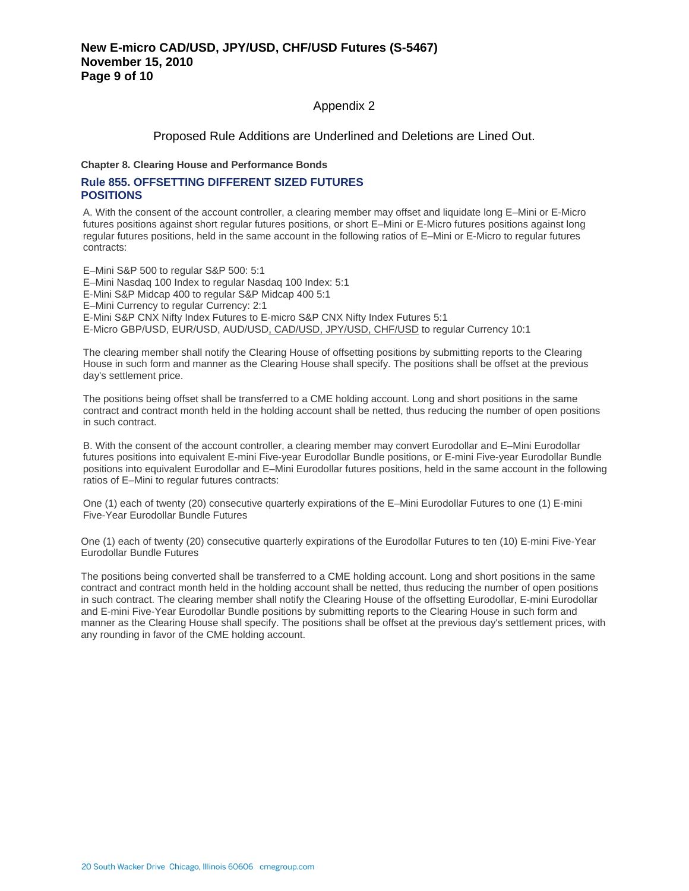## Appendix 2

Proposed Rule Additions are Underlined and Deletions are Lined Out.

**Chapter 8. Clearing House and Performance Bonds**

### Rule 855. OFFSETTING DIFFERENT SIZED FUTURES POSITIONS

A. With the consent of the account controller, a clearing member may offset and liquidate long E–Mini or E-Micro futures positions against short regular futures positions, or short E–Mini or E-Micro futures positions against long regular futures positions, held in the same account in the following ratios of E–Mini or E-Micro to regular futures contracts:

E–Mini S&P 500 to regular S&P 500: 5:1
E–Mini Nasdaq 100 Index to regular Nasdaq 100 Index: 5:1
E-Mini S&P Midcap 400 to regular S&P Midcap 400 5:1
E–Mini Currency to regular Currency: 2:1
E-Mini S&P CNX Nifty Index Futures to E-micro S&P CNX Nifty Index Futures 5:1
E-Micro GBP/USD, EUR/USD, AUD/USD<u>, CAD/USD, JPY/USD, CHF/USD</u> to regular Currency 10:1

The clearing member shall notify the Clearing House of offsetting positions by submitting reports to the Clearing House in such form and manner as the Clearing House shall specify. The positions shall be offset at the previous day's settlement price.

The positions being offset shall be transferred to a CME holding account. Long and short positions in the same contract and contract month held in the holding account shall be netted, thus reducing the number of open positions in such contract.

B. With the consent of the account controller, a clearing member may convert Eurodollar and E–Mini Eurodollar futures positions into equivalent E-mini Five-year Eurodollar Bundle positions, or E-mini Five-year Eurodollar Bundle positions into equivalent Eurodollar and E–Mini Eurodollar futures positions, held in the same account in the following ratios of E–Mini to regular futures contracts:

One (1) each of twenty (20) consecutive quarterly expirations of the E–Mini Eurodollar Futures to one (1) E-mini Five-Year Eurodollar Bundle Futures

One (1) each of twenty (20) consecutive quarterly expirations of the Eurodollar Futures to ten (10) E-mini Five-Year Eurodollar Bundle Futures

The positions being converted shall be transferred to a CME holding account. Long and short positions in the same contract and contract month held in the holding account shall be netted, thus reducing the number of open positions in such contract. The clearing member shall notify the Clearing House of the offsetting Eurodollar, E-mini Eurodollar and E-mini Five-Year Eurodollar Bundle positions by submitting reports to the Clearing House in such form and manner as the Clearing House shall specify. The positions shall be offset at the previous day's settlement prices, with any rounding in favor of the CME holding account.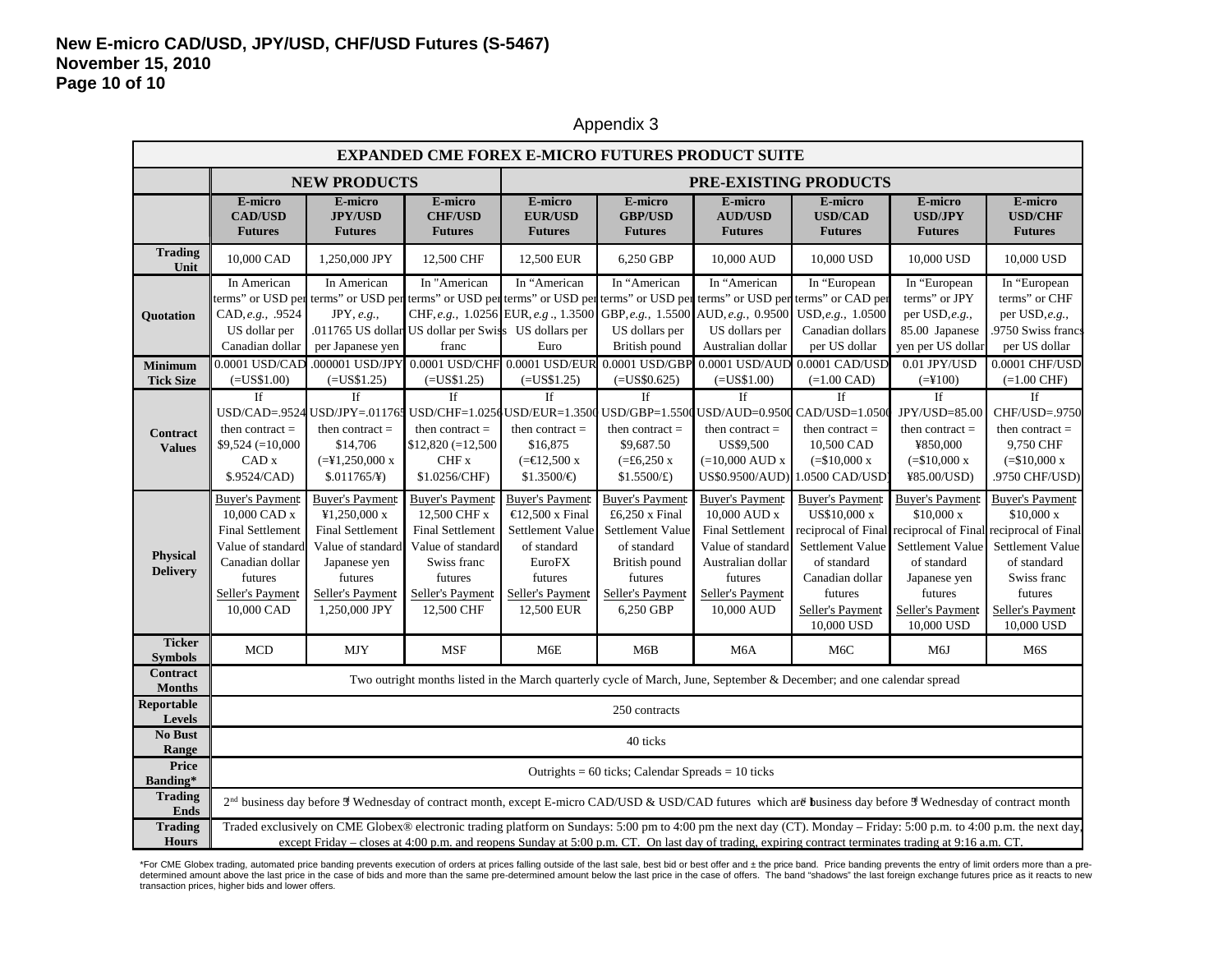Appendix 3

| EXPANDED CME FOREX E-MICRO FUTURES PRODUCT SUITE | | | | | | | | | |
|---|---|---|---|---|---|---|---|---|---|
| | NEW PRODUCTS | | | PRE-EXISTING PRODUCTS | | | | | |
| | E-micro CAD/USD Futures | E-micro JPY/USD Futures | E-micro CHF/USD Futures | E-micro EUR/USD Futures | E-micro GBP/USD Futures | E-micro AUD/USD Futures | E-micro USD/CAD Futures | E-micro USD/JPY Futures | E-micro USD/CHF Futures |
| **Trading Unit** | 10,000 CAD | 1,250,000 JPY | 12,500 CHF | 12,500 EUR | 6,250 GBP | 10,000 AUD | 10,000 USD | 10,000 USD | 10,000 USD |
| **Quotation** | In American terms" or USD per CAD, *e.g.*, .9524 US dollar per Canadian dollar | In American terms" or USD per JPY, *e.g.*, .011765 US dollar per Japanese yen | In "American terms" or USD per CHF, *e.g.*, 1.0256 US dollar per Swiss franc | In "American terms" or USD per EUR, *e.g.*, 1.3500 US dollars per Euro | In "American terms" or USD per GBP, *e.g.*, 1.5500 US dollars per British pound | In "American terms" or USD per AUD, *e.g.*, 0.9500 US dollars per Australian dollar | In "European terms" or CAD per USD, *e.g.*, 1.0500 Canadian dollars per US dollar | In "European terms" or JPY per USD, *e.g.*, 85.00 Japanese yen per US dollar | In "European terms" or CHF per USD, *e.g.*, .9750 Swiss francs per US dollar |
| **Minimum Tick Size** | 0.0001 USD/CAD (=US$1.00) | .000001 USD/JPY (=US$1.25) | 0.0001 USD/CHF (=US$1.25) | 0.0001 USD/EUR (=US$1.25) | 0.0001 USD/GBP (=US$0.625) | 0.0001 USD/AUD (=US$1.00) | 0.0001 CAD/USD (=1.00 CAD) | 0.01 JPY/USD (=¥100) | 0.0001 CHF/USD (=1.00 CHF) |
| **Contract Values** | If USD/CAD=.9524 then contract = $9,524 (=10,000 CAD x $.9524/CAD) | If USD/JPY=.011765 then contract = $14,706 (=¥1,250,000 x $.011765/¥) | If USD/CHF=1.0256 then contract = $12,820 (=12,500 CHF x $1.0256/CHF) | If USD/EUR=1.3500 then contract = $16,875 (=€12,500 x $1.3500/€) | If USD/GBP=1.5500 then contract = $9,687.50 (=£6,250 x $1.5500/£) | If USD/AUD=0.9500 then contract = US$9,500 (=10,000 AUD x US$0.9500/AUD) | If CAD/USD=1.0500 then contract = 10,500 CAD (=$10,000 x 1.0500 CAD/USD) | If JPY/USD=85.00 then contract = ¥850,000 (=$10,000 x ¥85.00/USD) | If CHF/USD=.9750 then contract = 9,750 CHF (=$10,000 x .9750 CHF/USD) |
| **Physical Delivery** | Buyer's Payment: 10,000 CAD x Final Settlement Value of standard Canadian dollar futures Seller's Payment: 10,000 CAD | Buyer's Payment: ¥1,250,000 x Final Settlement Value of standard Japanese yen futures Seller's Payment: 1,250,000 JPY | Buyer's Payment: 12,500 CHF x Final Settlement Value of standard Swiss franc futures Seller's Payment: 12,500 CHF | Buyer's Payment: €12,500 x Final Settlement Value of standard EuroFX futures Seller's Payment: 12,500 EUR | Buyer's Payment: £6,250 x Final Settlement Value of standard British pound futures Seller's Payment: 6,250 GBP | Buyer's Payment: 10,000 AUD x Final Settlement Value of standard Australian dollar futures Seller's Payment: 10,000 AUD | Buyer's Payment: US$10,000 x reciprocal of Final Settlement Value of standard Canadian dollar futures Seller's Payment: 10,000 USD | Buyer's Payment: $10,000 x reciprocal of Final Settlement Value of standard Japanese yen futures Seller's Payment: 10,000 USD | Buyer's Payment: $10,000 x reciprocal of Final Settlement Value of standard Swiss franc futures Seller's Payment: 10,000 USD |
| **Ticker Symbols** | MCD | MJY | MSF | M6E | M6B | M6A | M6C | M6J | M6S |
| **Contract Months** | Two outright months listed in the March quarterly cycle of March, June, September & December; and one calendar spread | | | | | | | | |
| **Reportable Levels** | 250 contracts | | | | | | | | |
| **No Bust Range** | 40 ticks | | | | | | | | |
| **Price Banding*** | Outrights = 60 ticks; Calendar Spreads = 10 ticks | | | | | | | | |
| **Trading Ends** | 2nd business day before 3rd Wednesday of contract month, except E-micro CAD/USD & USD/CAD futures which are 1st business day before 3rd Wednesday of contract month | | | | | | | | |
| **Trading Hours** | Traded exclusively on CME Globex® electronic trading platform on Sundays: 5:00 pm to 4:00 pm the next day (CT). Monday – Friday: 5:00 p.m. to 4:00 p.m. the next day, except Friday – closes at 4:00 p.m. and reopens Sunday at 5:00 p.m. CT. On last day of trading, expiring contract terminates trading at 9:16 a.m. CT. | | | | | | | | |

*For CME Globex trading, automated price banding prevents execution of orders at prices falling outside of the last sale, best bid or best offer and ± the price band. Price banding prevents the entry of limit orders more than a pre-determined amount above the last price in the case of bids and more than the same pre-determined amount below the last price in the case of offers. The band "shadows" the last foreign exchange futures price as it reacts to new transaction prices, higher bids and lower offers.